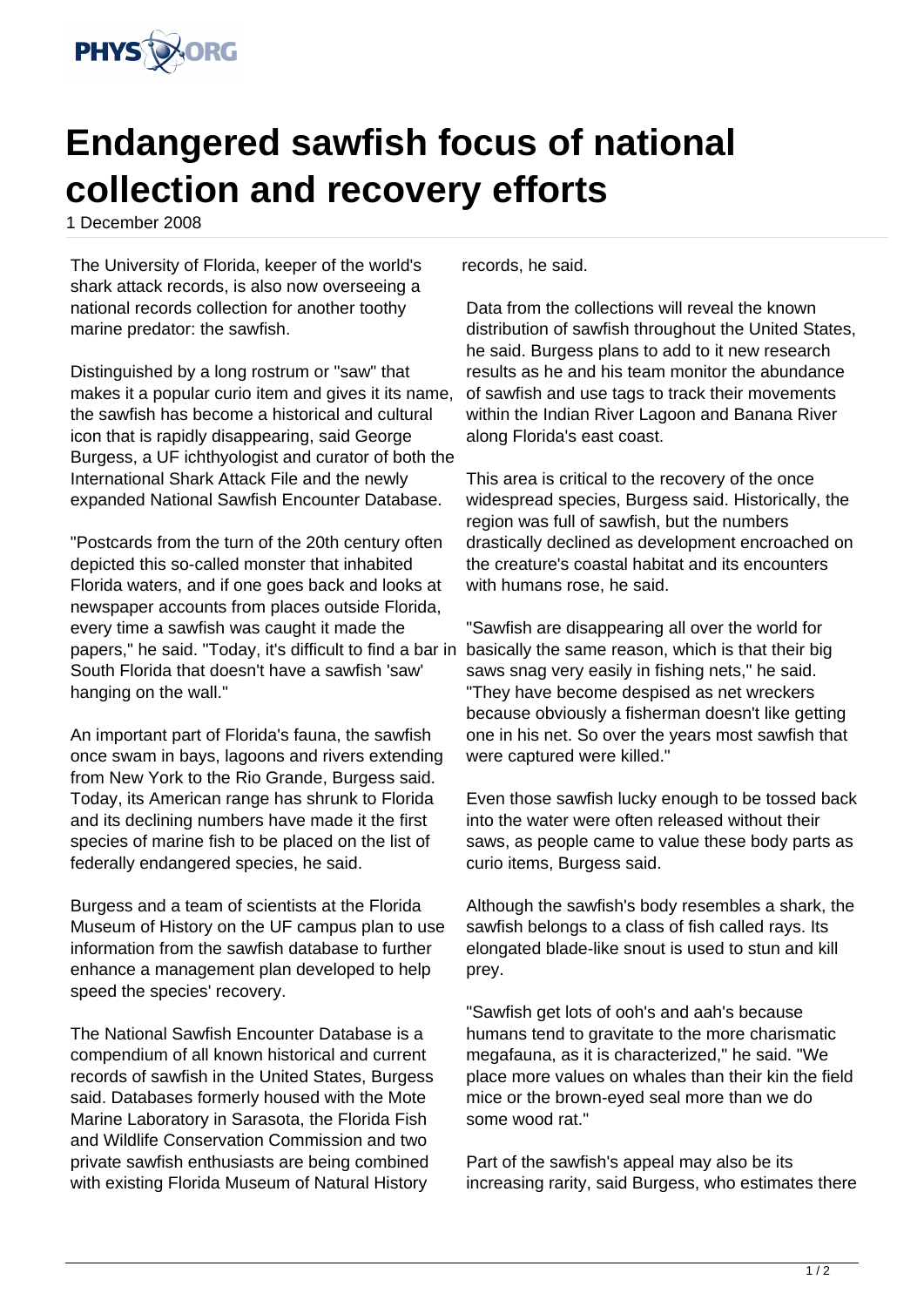# Endangered sawfish focus of national collection and recovery efforts

1 December 2008

The University of Florida, keeper of the world's shark attack records, is also now overseeing a national records collection for another toothy marine predator: the sawfish.

Distinguished by a long rostrum or "saw" that makes it a popular curio item and gives it its name, the sawfish has become a historical and cultural icon that is rapidly disappearing, said George Burgess, a UF ichthyologist and curator of both the International Shark Attack File and the newly expanded National Sawfish Encounter Database.

"Postcards from the turn of the 20th century often depicted this so-called monster that inhabited Florida waters, and if one goes back and looks at newspaper accounts from places outside Florida, every time a sawfish was caught it made the papers," he said. "Today, it's difficult to find a bar in South Florida that doesn't have a sawfish 'saw' hanging on the wall."

An important part of Florida's fauna, the sawfish once swam in bays, lagoons and rivers extending from New York to the Rio Grande, Burgess said. Today, its American range has shrunk to Florida and its declining numbers have made it the first species of marine fish to be placed on the list of federally endangered species, he said.

Burgess and a team of scientists at the Florida Museum of History on the UF campus plan to use information from the sawfish database to further enhance a management plan developed to help speed the species' recovery.

The National Sawfish Encounter Database is a compendium of all known historical and current records of sawfish in the United States, Burgess said. Databases formerly housed with the Mote Marine Laboratory in Sarasota, the Florida Fish and Wildlife Conservation Commission and two private sawfish enthusiasts are being combined with existing Florida Museum of Natural History records, he said.

Data from the collections will reveal the known distribution of sawfish throughout the United States, he said. Burgess plans to add to it new research results as he and his team monitor the abundance of sawfish and use tags to track their movements within the Indian River Lagoon and Banana River along Florida's east coast.

This area is critical to the recovery of the once widespread species, Burgess said. Historically, the region was full of sawfish, but the numbers drastically declined as development encroached on the creature's coastal habitat and its encounters with humans rose, he said.

"Sawfish are disappearing all over the world for basically the same reason, which is that their big saws snag very easily in fishing nets," he said. "They have become despised as net wreckers because obviously a fisherman doesn't like getting one in his net. So over the years most sawfish that were captured were killed."

Even those sawfish lucky enough to be tossed back into the water were often released without their saws, as people came to value these body parts as curio items, Burgess said.

Although the sawfish's body resembles a shark, the sawfish belongs to a class of fish called rays. Its elongated blade-like snout is used to stun and kill prey.

"Sawfish get lots of ooh's and aah's because humans tend to gravitate to the more charismatic megafauna, as it is characterized," he said. "We place more values on whales than their kin the field mice or the brown-eyed seal more than we do some wood rat."

Part of the sawfish's appeal may also be its increasing rarity, said Burgess, who estimates there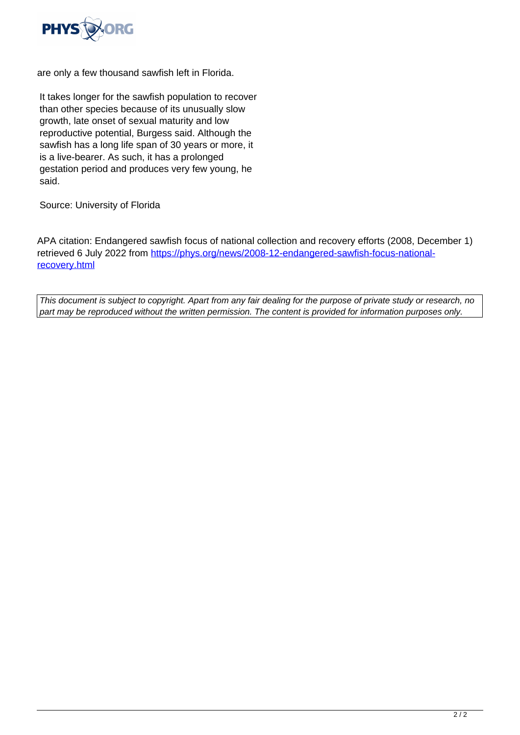are only a few thousand sawfish left in Florida.

It takes longer for the sawfish population to recover than other species because of its unusually slow growth, late onset of sexual maturity and low reproductive potential, Burgess said. Although the sawfish has a long life span of 30 years or more, it is a live-bearer. As such, it has a prolonged gestation period and produces very few young, he said.

Source: University of Florida

APA citation: Endangered sawfish focus of national collection and recovery efforts (2008, December 1) retrieved 6 July 2022 from https://phys.org/news/2008-12-endangered-sawfish-focus-national-recovery.html

*This document is subject to copyright. Apart from any fair dealing for the purpose of private study or research, no part may be reproduced without the written permission. The content is provided for information purposes only.*